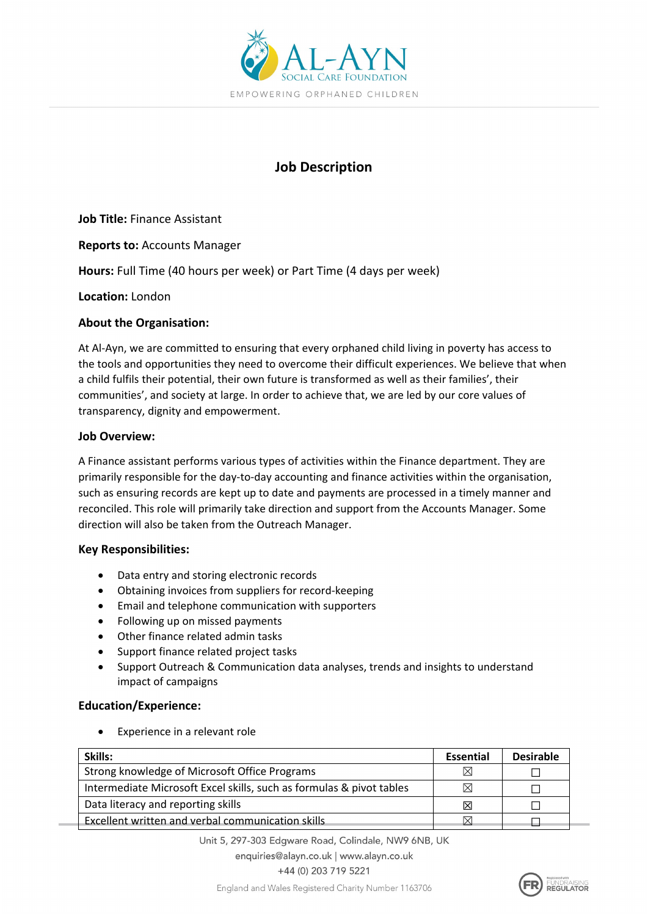# Job Description

**Job Title:** Finance Assistant

**Reports to:** Accounts Manager

**Hours:** Full Time (40 hours per week) or Part Time (4 days per week)

**Location:** London

## About the Organisation:

At Al-Ayn, we are committed to ensuring that every orphaned child living in poverty has access to the tools and opportunities they need to overcome their difficult experiences. We believe that when a child fulfils their potential, their own future is transformed as well as their families', their communities', and society at large. In order to achieve that, we are led by our core values of transparency, dignity and empowerment.

## Job Overview:

A Finance assistant performs various types of activities within the Finance department. They are primarily responsible for the day-to-day accounting and finance activities within the organisation, such as ensuring records are kept up to date and payments are processed in a timely manner and reconciled. This role will primarily take direction and support from the Accounts Manager. Some direction will also be taken from the Outreach Manager.

## Key Responsibilities:

- Data entry and storing electronic records
- Obtaining invoices from suppliers for record-keeping
- Email and telephone communication with supporters
- Following up on missed payments
- Other finance related admin tasks
- Support finance related project tasks
- Support Outreach & Communication data analyses, trends and insights to understand impact of campaigns

## Education/Experience:

- Experience in a relevant role

| Skills: | Essential | Desirable |
|---|---|---|
| Strong knowledge of Microsoft Office Programs | ☒ | ☐ |
| Intermediate Microsoft Excel skills, such as formulas & pivot tables | ☒ | ☐ |
| Data literacy and reporting skills | ☒ | ☐ |
| Excellent written and verbal communication skills | ☒ | ☐ |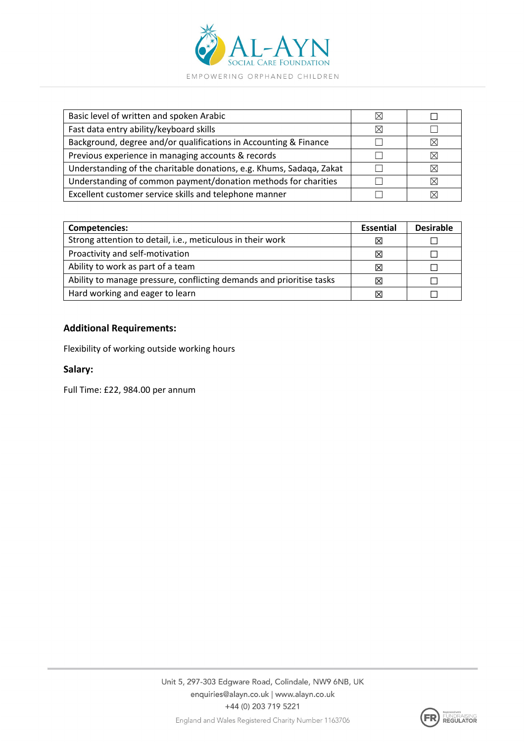| | | |
|---|---|---|
| Basic level of written and spoken Arabic | ☒ | ☐ |
| Fast data entry ability/keyboard skills | ☒ | ☐ |
| Background, degree and/or qualifications in Accounting & Finance | ☐ | ☒ |
| Previous experience in managing accounts & records | ☐ | ☒ |
| Understanding of the charitable donations, e.g. Khums, Sadaqa, Zakat | ☐ | ☒ |
| Understanding of common payment/donation methods for charities | ☐ | ☒ |
| Excellent customer service skills and telephone manner | ☐ | ☒ |

| **Competencies:** | **Essential** | **Desirable** |
|---|---|---|
| Strong attention to detail, i.e., meticulous in their work | ☒ | ☐ |
| Proactivity and self-motivation | ☒ | ☐ |
| Ability to work as part of a team | ☒ | ☐ |
| Ability to manage pressure, conflicting demands and prioritise tasks | ☒ | ☐ |
| Hard working and eager to learn | ☒ | ☐ |

**Additional Requirements:**

Flexibility of working outside working hours

**Salary:**

Full Time: £22, 984.00 per annum